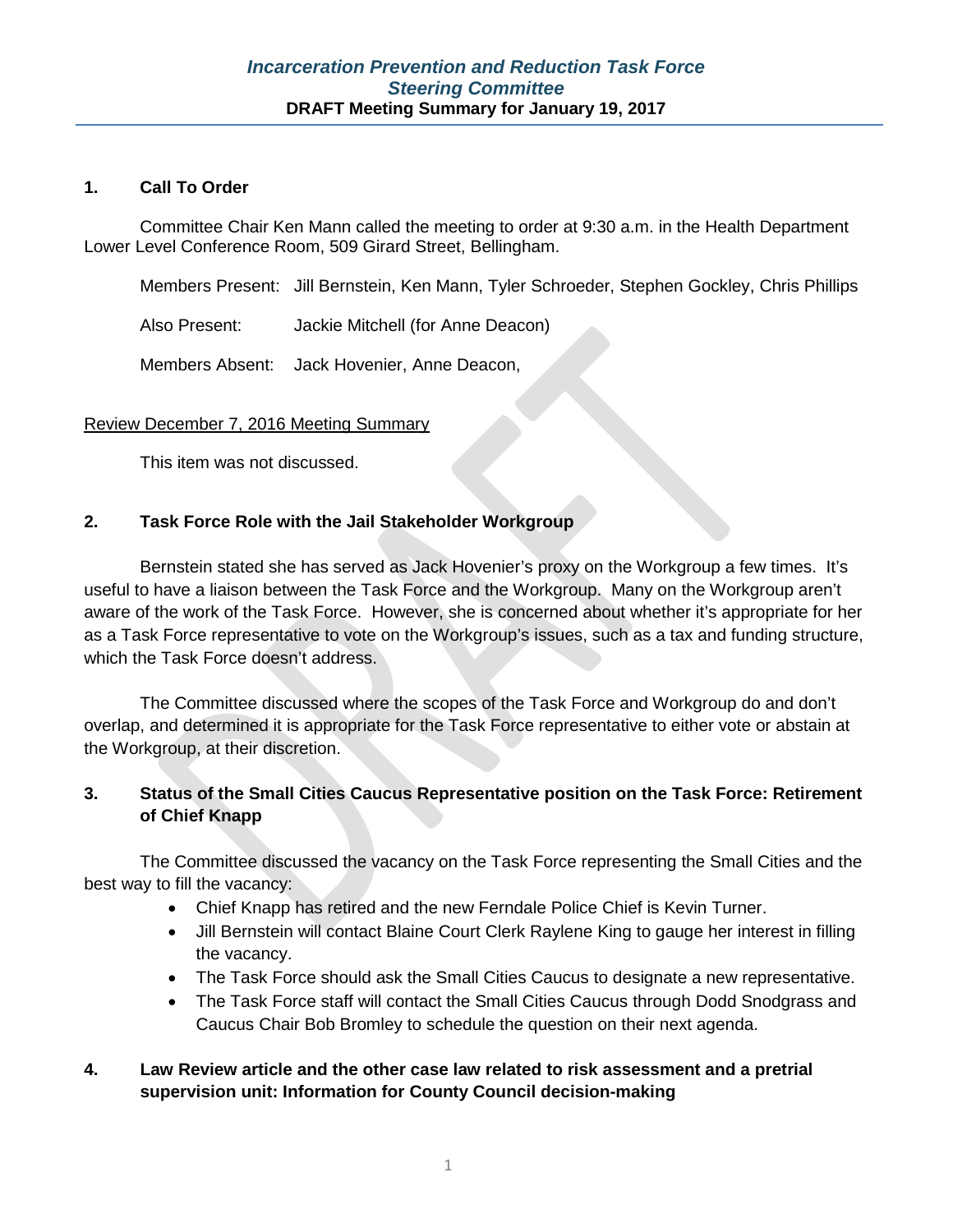# *Incarceration Prevention and Reduction Task Force*
# *Steering Committee*
## DRAFT Meeting Summary for January 19, 2017

**1. Call To Order**

Committee Chair Ken Mann called the meeting to order at 9:30 a.m. in the Health Department Lower Level Conference Room, 509 Girard Street, Bellingham.

Members Present: Jill Bernstein, Ken Mann, Tyler Schroeder, Stephen Gockley, Chris Phillips

Also Present: Jackie Mitchell (for Anne Deacon)

Members Absent: Jack Hovenier, Anne Deacon,

Review December 7, 2016 Meeting Summary

This item was not discussed.

**2. Task Force Role with the Jail Stakeholder Workgroup**

Bernstein stated she has served as Jack Hovenier's proxy on the Workgroup a few times. It's useful to have a liaison between the Task Force and the Workgroup. Many on the Workgroup aren't aware of the work of the Task Force. However, she is concerned about whether it's appropriate for her as a Task Force representative to vote on the Workgroup's issues, such as a tax and funding structure, which the Task Force doesn't address.

The Committee discussed where the scopes of the Task Force and Workgroup do and don't overlap, and determined it is appropriate for the Task Force representative to either vote or abstain at the Workgroup, at their discretion.

**3. Status of the Small Cities Caucus Representative position on the Task Force: Retirement of Chief Knapp**

The Committee discussed the vacancy on the Task Force representing the Small Cities and the best way to fill the vacancy:

- Chief Knapp has retired and the new Ferndale Police Chief is Kevin Turner.
- Jill Bernstein will contact Blaine Court Clerk Raylene King to gauge her interest in filling the vacancy.
- The Task Force should ask the Small Cities Caucus to designate a new representative.
- The Task Force staff will contact the Small Cities Caucus through Dodd Snodgrass and Caucus Chair Bob Bromley to schedule the question on their next agenda.

**4. Law Review article and the other case law related to risk assessment and a pretrial supervision unit: Information for County Council decision-making**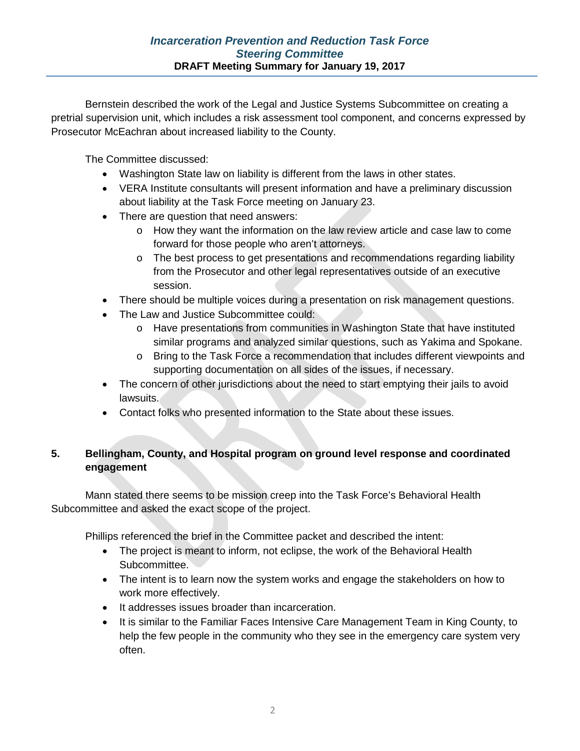Bernstein described the work of the Legal and Justice Systems Subcommittee on creating a pretrial supervision unit, which includes a risk assessment tool component, and concerns expressed by Prosecutor McEachran about increased liability to the County.

The Committee discussed:

- Washington State law on liability is different from the laws in other states.
- VERA Institute consultants will present information and have a preliminary discussion about liability at the Task Force meeting on January 23.
- There are question that need answers:
  - How they want the information on the law review article and case law to come forward for those people who aren't attorneys.
  - The best process to get presentations and recommendations regarding liability from the Prosecutor and other legal representatives outside of an executive session.
- There should be multiple voices during a presentation on risk management questions.
- The Law and Justice Subcommittee could:
  - Have presentations from communities in Washington State that have instituted similar programs and analyzed similar questions, such as Yakima and Spokane.
  - Bring to the Task Force a recommendation that includes different viewpoints and supporting documentation on all sides of the issues, if necessary.
- The concern of other jurisdictions about the need to start emptying their jails to avoid lawsuits.
- Contact folks who presented information to the State about these issues.

## 5. Bellingham, County, and Hospital program on ground level response and coordinated engagement

Mann stated there seems to be mission creep into the Task Force's Behavioral Health Subcommittee and asked the exact scope of the project.

Phillips referenced the brief in the Committee packet and described the intent:

- The project is meant to inform, not eclipse, the work of the Behavioral Health Subcommittee.
- The intent is to learn now the system works and engage the stakeholders on how to work more effectively.
- It addresses issues broader than incarceration.
- It is similar to the Familiar Faces Intensive Care Management Team in King County, to help the few people in the community who they see in the emergency care system very often.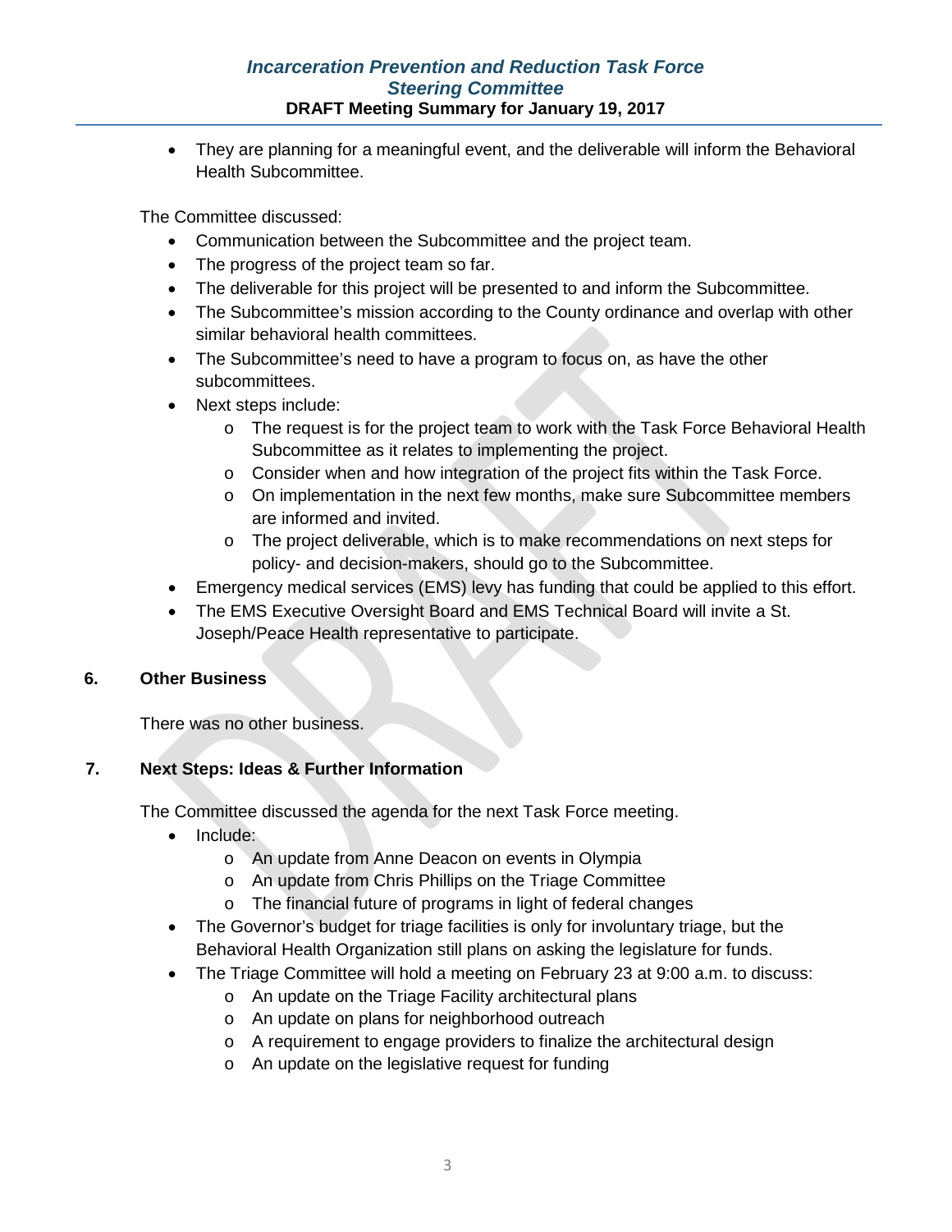- They are planning for a meaningful event, and the deliverable will inform the Behavioral Health Subcommittee.

The Committee discussed:

- Communication between the Subcommittee and the project team.
- The progress of the project team so far.
- The deliverable for this project will be presented to and inform the Subcommittee.
- The Subcommittee's mission according to the County ordinance and overlap with other similar behavioral health committees.
- The Subcommittee's need to have a program to focus on, as have the other subcommittees.
- Next steps include:
    - The request is for the project team to work with the Task Force Behavioral Health Subcommittee as it relates to implementing the project.
    - Consider when and how integration of the project fits within the Task Force.
    - On implementation in the next few months, make sure Subcommittee members are informed and invited.
    - The project deliverable, which is to make recommendations on next steps for policy- and decision-makers, should go to the Subcommittee.
- Emergency medical services (EMS) levy has funding that could be applied to this effort.
- The EMS Executive Oversight Board and EMS Technical Board will invite a St. Joseph/Peace Health representative to participate.

## 6. Other Business

There was no other business.

## 7. Next Steps: Ideas & Further Information

The Committee discussed the agenda for the next Task Force meeting.

- Include:
    - An update from Anne Deacon on events in Olympia
    - An update from Chris Phillips on the Triage Committee
    - The financial future of programs in light of federal changes
- The Governor's budget for triage facilities is only for involuntary triage, but the Behavioral Health Organization still plans on asking the legislature for funds.
- The Triage Committee will hold a meeting on February 23 at 9:00 a.m. to discuss:
    - An update on the Triage Facility architectural plans
    - An update on plans for neighborhood outreach
    - A requirement to engage providers to finalize the architectural design
    - An update on the legislative request for funding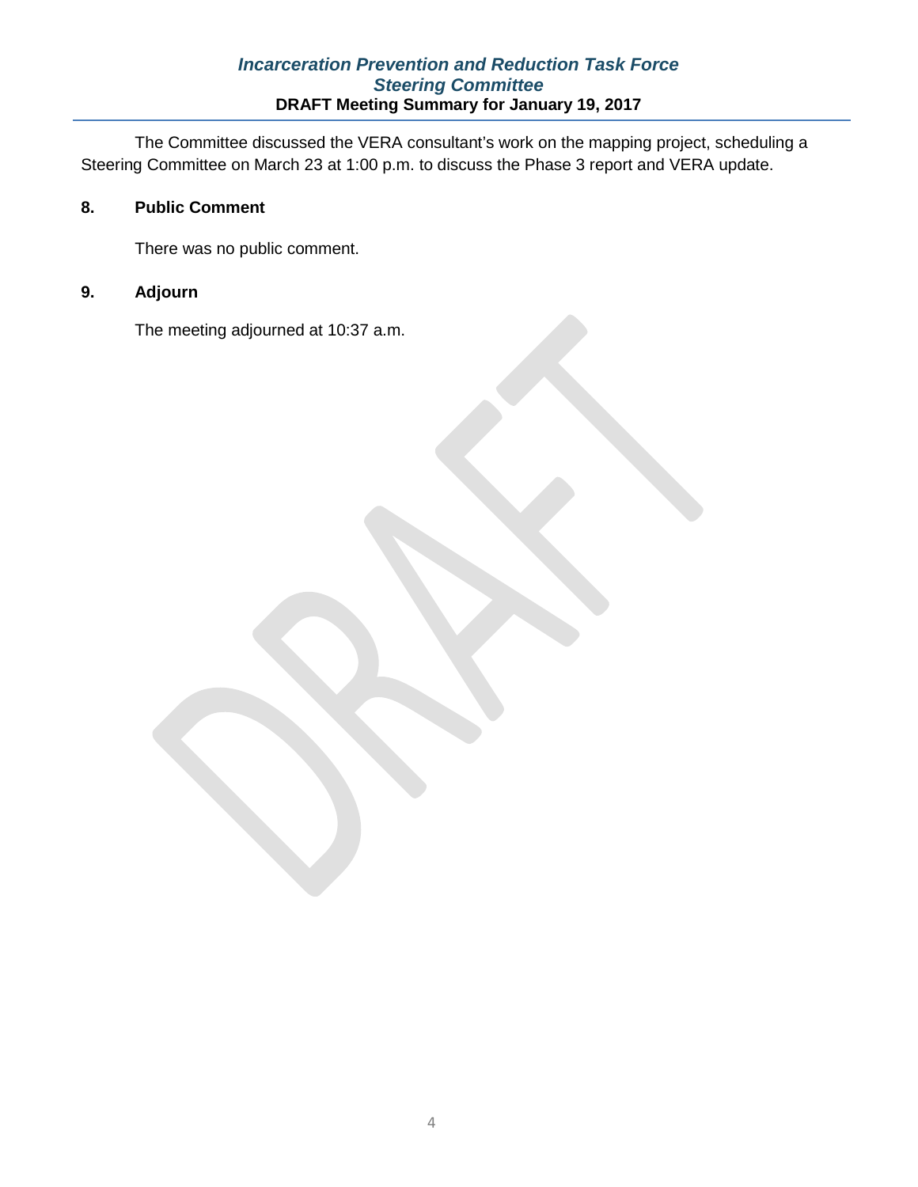The Committee discussed the VERA consultant's work on the mapping project, scheduling a Steering Committee on March 23 at 1:00 p.m. to discuss the Phase 3 report and VERA update.

## 8. Public Comment

There was no public comment.

## 9. Adjourn

The meeting adjourned at 10:37 a.m.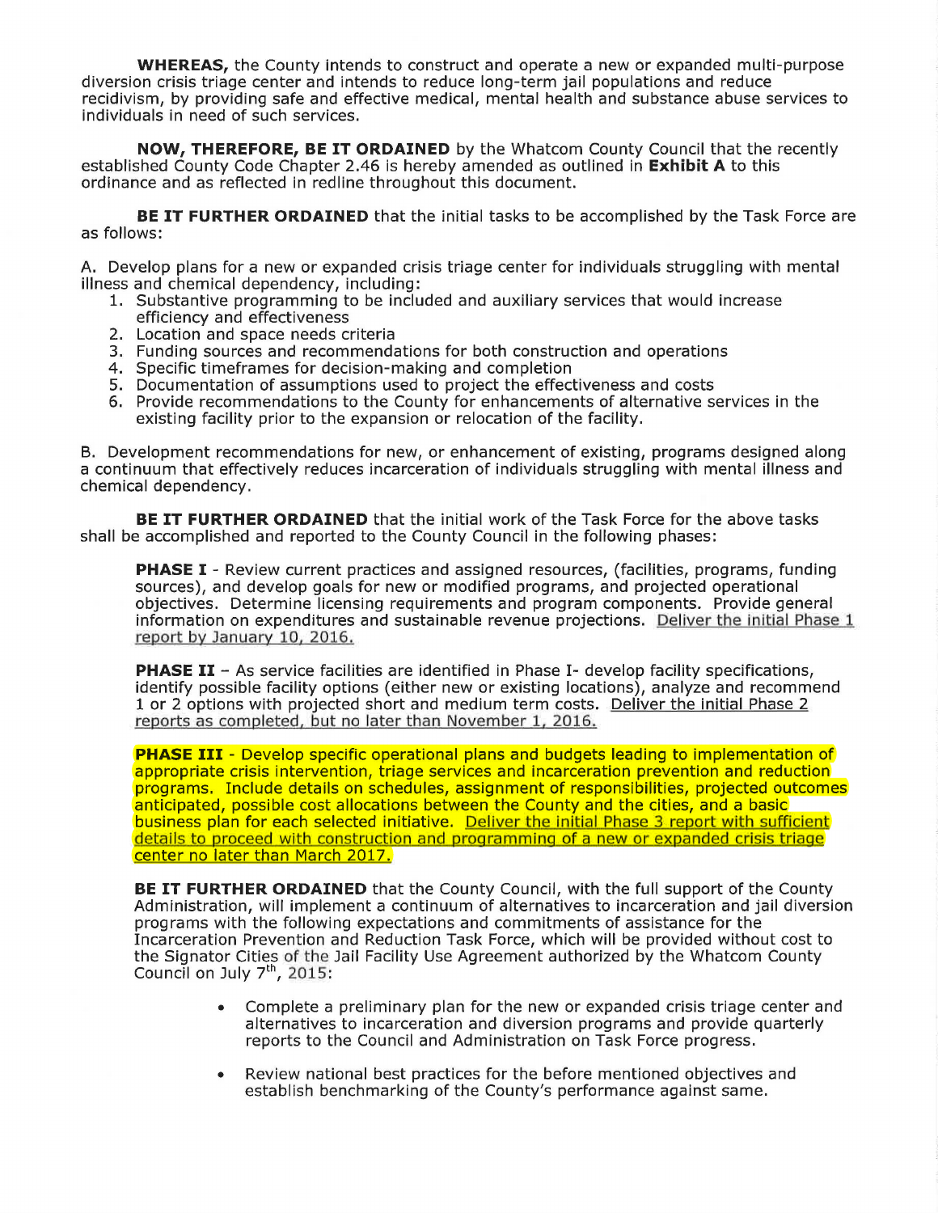**WHEREAS,** the County intends to construct and operate a new or expanded multi-purpose diversion crisis triage center and intends to reduce long-term jail populations and reduce recidivism, by providing safe and effective medical, mental health and substance abuse services to individuals in need of such services.

**NOW, THEREFORE, BE IT ORDAINED** by the Whatcom County Council that the recently established County Code Chapter 2.46 is hereby amended as outlined in **Exhibit A** to this ordinance and as reflected in redline throughout this document.

**BE IT FURTHER ORDAINED** that the initial tasks to be accomplished by the Task Force are as follows:

A. Develop plans for a new or expanded crisis triage center for individuals struggling with mental illness and chemical dependency, including:

1. Substantive programming to be included and auxiliary services that would increase efficiency and effectiveness
2. Location and space needs criteria
3. Funding sources and recommendations for both construction and operations
4. Specific timeframes for decision-making and completion
5. Documentation of assumptions used to project the effectiveness and costs
6. Provide recommendations to the County for enhancements of alternative services in the existing facility prior to the expansion or relocation of the facility.

B. Development recommendations for new, or enhancement of existing, programs designed along a continuum that effectively reduces incarceration of individuals struggling with mental illness and chemical dependency.

**BE IT FURTHER ORDAINED** that the initial work of the Task Force for the above tasks shall be accomplished and reported to the County Council in the following phases:

**PHASE I** - Review current practices and assigned resources, (facilities, programs, funding sources), and develop goals for new or modified programs, and projected operational objectives. Determine licensing requirements and program components. Provide general information on expenditures and sustainable revenue projections. <u>Deliver the initial Phase 1 report by January 10, 2016.</u>

**PHASE II** – As service facilities are identified in Phase I- develop facility specifications, identify possible facility options (either new or existing locations), analyze and recommend 1 or 2 options with projected short and medium term costs. <u>Deliver the initial Phase 2 reports as completed, but no later than November 1, 2016.</u>

**PHASE III** - Develop specific operational plans and budgets leading to implementation of appropriate crisis intervention, triage services and incarceration prevention and reduction programs. Include details on schedules, assignment of responsibilities, projected outcomes anticipated, possible cost allocations between the County and the cities, and a basic business plan for each selected initiative. <u>Deliver the initial Phase 3 report with sufficient details to proceed with construction and programming of a new or expanded crisis triage center no later than March 2017.</u>

**BE IT FURTHER ORDAINED** that the County Council, with the full support of the County Administration, will implement a continuum of alternatives to incarceration and jail diversion programs with the following expectations and commitments of assistance for the Incarceration Prevention and Reduction Task Force, which will be provided without cost to the Signator Cities of the Jail Facility Use Agreement authorized by the Whatcom County Council on July 7th, 2015:

- Complete a preliminary plan for the new or expanded crisis triage center and alternatives to incarceration and diversion programs and provide quarterly reports to the Council and Administration on Task Force progress.
- Review national best practices for the before mentioned objectives and establish benchmarking of the County's performance against same.